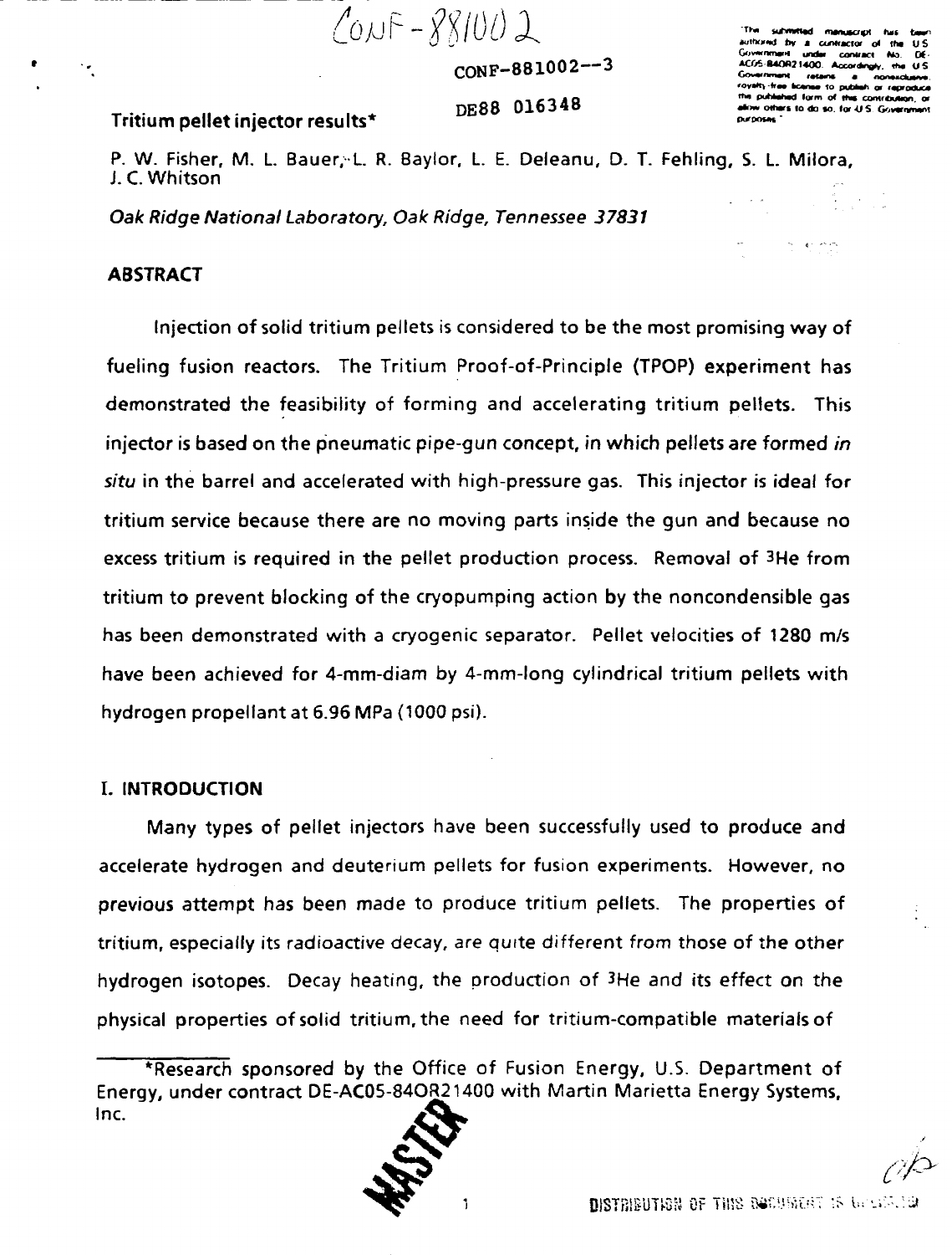CONF-881002

CONF-881002--3

DE88 016348

"The submitted manuscript has been authored by a contractor of the U.S. Government under contract No. DE-AC05-84OR21400. Accordingly, the U.S. Government retains a nonexclusive, royalty-free license to publish or reproduce the published form of this contribution, or allow others to do so, for U.S. Government purposes."

# Tritium pellet injector results*

P. W. Fisher, M. L. Bauer, L. R. Baylor, L. E. Deleanu, D. T. Fehling, S. L. Milora, J. C. Whitson

*Oak Ridge National Laboratory, Oak Ridge, Tennessee 37831*

## ABSTRACT

Injection of solid tritium pellets is considered to be the most promising way of fueling fusion reactors. The Tritium Proof-of-Principle (TPOP) experiment has demonstrated the feasibility of forming and accelerating tritium pellets. This injector is based on the pneumatic pipe-gun concept, in which pellets are formed *in situ* in the barrel and accelerated with high-pressure gas. This injector is ideal for tritium service because there are no moving parts inside the gun and because no excess tritium is required in the pellet production process. Removal of $^{3}$He from tritium to prevent blocking of the cryopumping action by the noncondensible gas has been demonstrated with a cryogenic separator. Pellet velocities of 1280 m/s have been achieved for 4-mm-diam by 4-mm-long cylindrical tritium pellets with hydrogen propellant at 6.96 MPa (1000 psi).

## I. INTRODUCTION

Many types of pellet injectors have been successfully used to produce and accelerate hydrogen and deuterium pellets for fusion experiments. However, no previous attempt has been made to produce tritium pellets. The properties of tritium, especially its radioactive decay, are quite different from those of the other hydrogen isotopes. Decay heating, the production of $^{3}$He and its effect on the physical properties of solid tritium, the need for tritium-compatible materials of

*Research sponsored by the Office of Fusion Energy, U.S. Department of Energy, under contract DE-AC05-84OR21400 with Martin Marietta Energy Systems, Inc.

MASTER

DISTRIBUTION OF THIS DOCUMENT IS UNLIMITED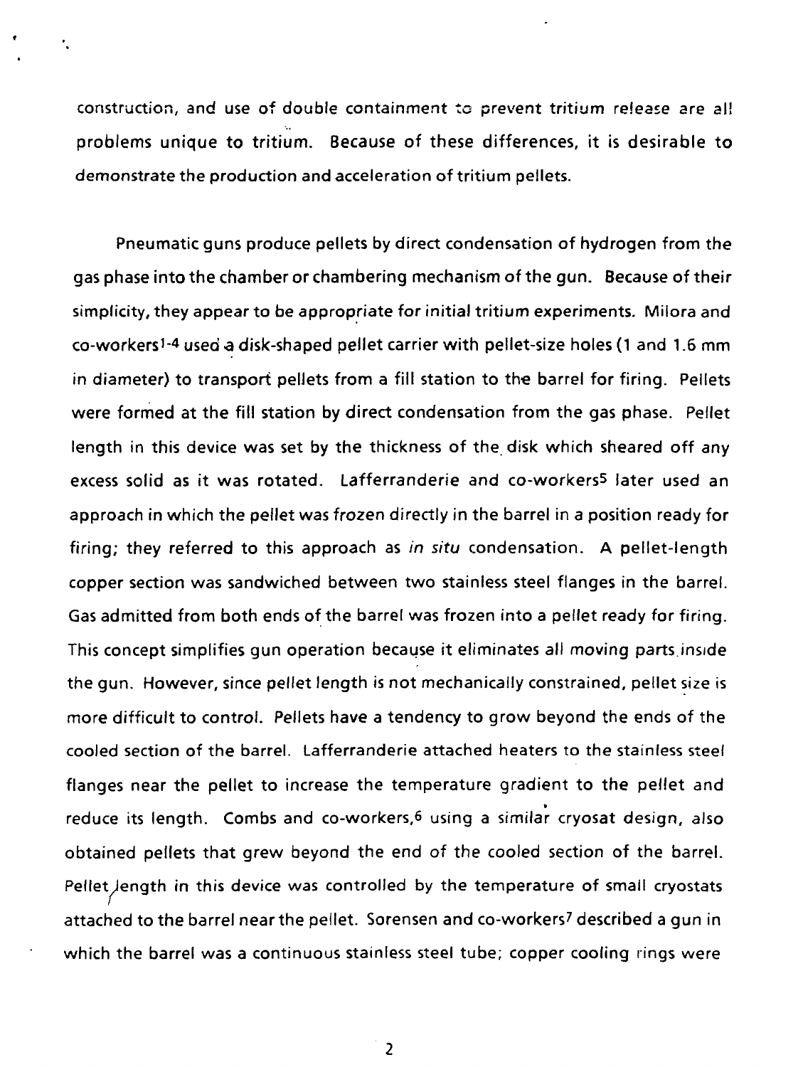construction, and use of double containment to prevent tritium release are all problems unique to tritium. Because of these differences, it is desirable to demonstrate the production and acceleration of tritium pellets.

Pneumatic guns produce pellets by direct condensation of hydrogen from the gas phase into the chamber or chambering mechanism of the gun. Because of their simplicity, they appear to be appropriate for initial tritium experiments. Milora and co-workers[1-4] used a disk-shaped pellet carrier with pellet-size holes (1 and 1.6 mm in diameter) to transport pellets from a fill station to the barrel for firing. Pellets were formed at the fill station by direct condensation from the gas phase. Pellet length in this device was set by the thickness of the disk which sheared off any excess solid as it was rotated. Lafferranderie and co-workers[5] later used an approach in which the pellet was frozen directly in the barrel in a position ready for firing; they referred to this approach as *in situ* condensation. A pellet-length copper section was sandwiched between two stainless steel flanges in the barrel. Gas admitted from both ends of the barrel was frozen into a pellet ready for firing. This concept simplifies gun operation because it eliminates all moving parts inside the gun. However, since pellet length is not mechanically constrained, pellet size is more difficult to control. Pellets have a tendency to grow beyond the ends of the cooled section of the barrel. Lafferranderie attached heaters to the stainless steel flanges near the pellet to increase the temperature gradient to the pellet and reduce its length. Combs and co-workers,[6] using a similar cryosat design, also obtained pellets that grew beyond the end of the cooled section of the barrel. Pellet length in this device was controlled by the temperature of small cryostats attached to the barrel near the pellet. Sorensen and co-workers[7] described a gun in which the barrel was a continuous stainless steel tube; copper cooling rings were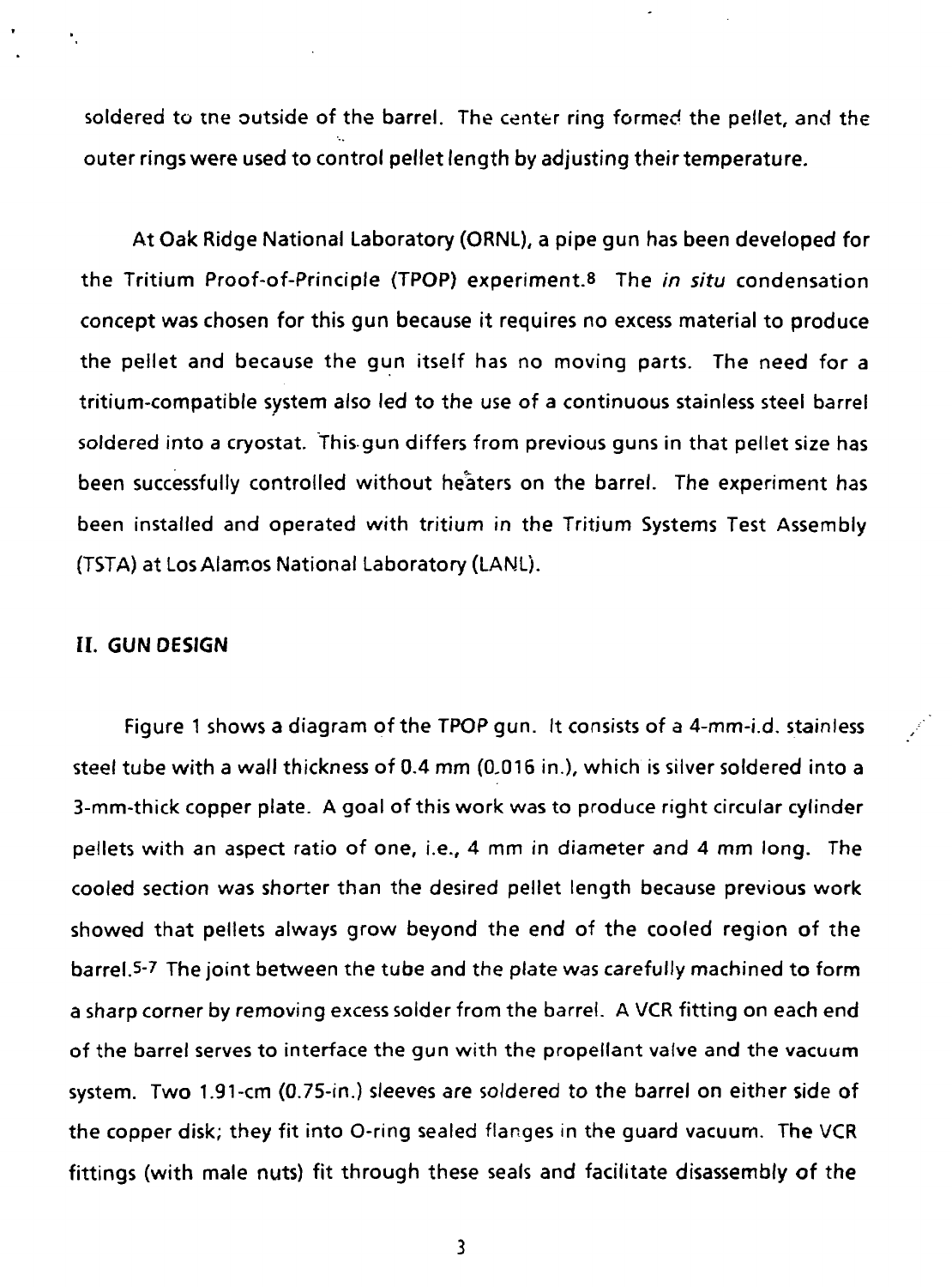soldered to the outside of the barrel. The center ring formed the pellet, and the outer rings were used to control pellet length by adjusting their temperature.

At Oak Ridge National Laboratory (ORNL), a pipe gun has been developed for the Tritium Proof-of-Principle (TPOP) experiment.[8] The *in situ* condensation concept was chosen for this gun because it requires no excess material to produce the pellet and because the gun itself has no moving parts. The need for a tritium-compatible system also led to the use of a continuous stainless steel barrel soldered into a cryostat. This gun differs from previous guns in that pellet size has been successfully controlled without heaters on the barrel. The experiment has been installed and operated with tritium in the Tritium Systems Test Assembly (TSTA) at Los Alamos National Laboratory (LANL).

## II. GUN DESIGN

Figure 1 shows a diagram of the TPOP gun. It consists of a 4-mm-i.d. stainless steel tube with a wall thickness of 0.4 mm (0.016 in.), which is silver soldered into a 3-mm-thick copper plate. A goal of this work was to produce right circular cylinder pellets with an aspect ratio of one, i.e., 4 mm in diameter and 4 mm long. The cooled section was shorter than the desired pellet length because previous work showed that pellets always grow beyond the end of the cooled region of the barrel.[5-7] The joint between the tube and the plate was carefully machined to form a sharp corner by removing excess solder from the barrel. A VCR fitting on each end of the barrel serves to interface the gun with the propellant valve and the vacuum system. Two 1.91-cm (0.75-in.) sleeves are soldered to the barrel on either side of the copper disk; they fit into O-ring sealed flanges in the guard vacuum. The VCR fittings (with male nuts) fit through these seals and facilitate disassembly of the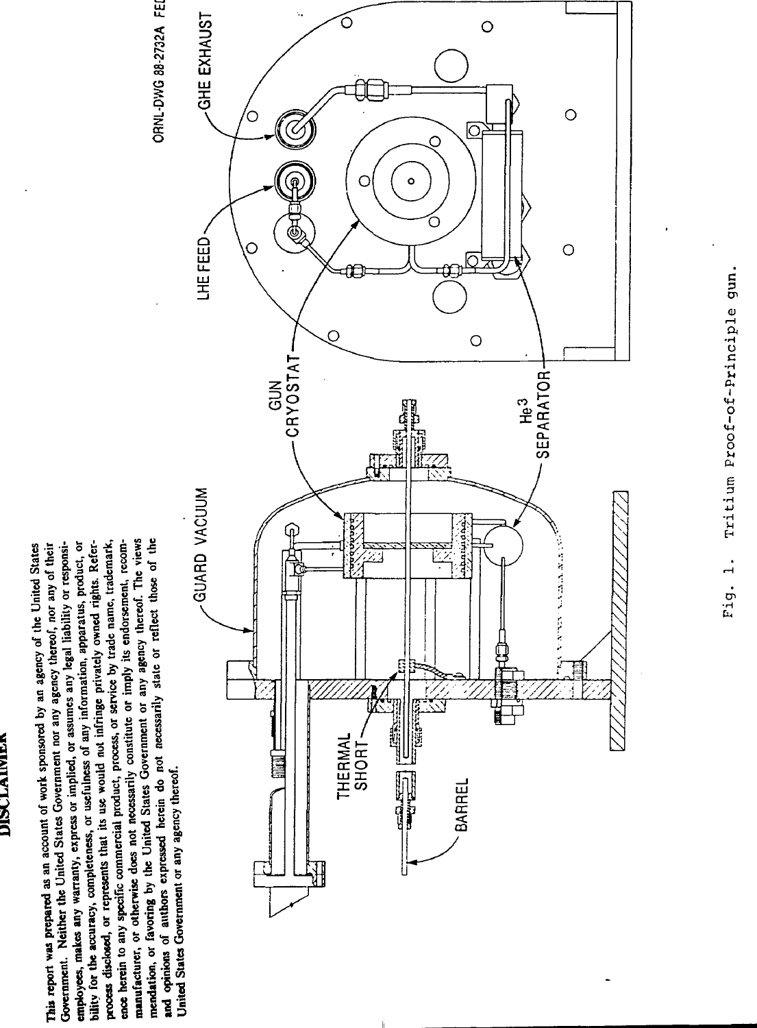# DISCLAIMER

This report was prepared as an account of work sponsored by an agency of the United States Government. Neither the United States Government nor any agency thereof, nor any of their employees, makes any warranty, express or implied, or assumes any legal liability or responsibility for the accuracy, completeness, or usefulness of any information, apparatus, product, or process disclosed, or represents that its use would not infringe privately owned rights. Reference herein to any specific commercial product, process, or service by trade name, trademark, manufacturer, or otherwise does not necessarily constitute or imply its endorsement, recommendation, or favoring by the United States Government or any agency thereof. The views and opinions of authors expressed herein do not necessarily state or reflect those of the United States Government or any agency thereof.

Fig. 1. Tritium Proof-of-Principle gun.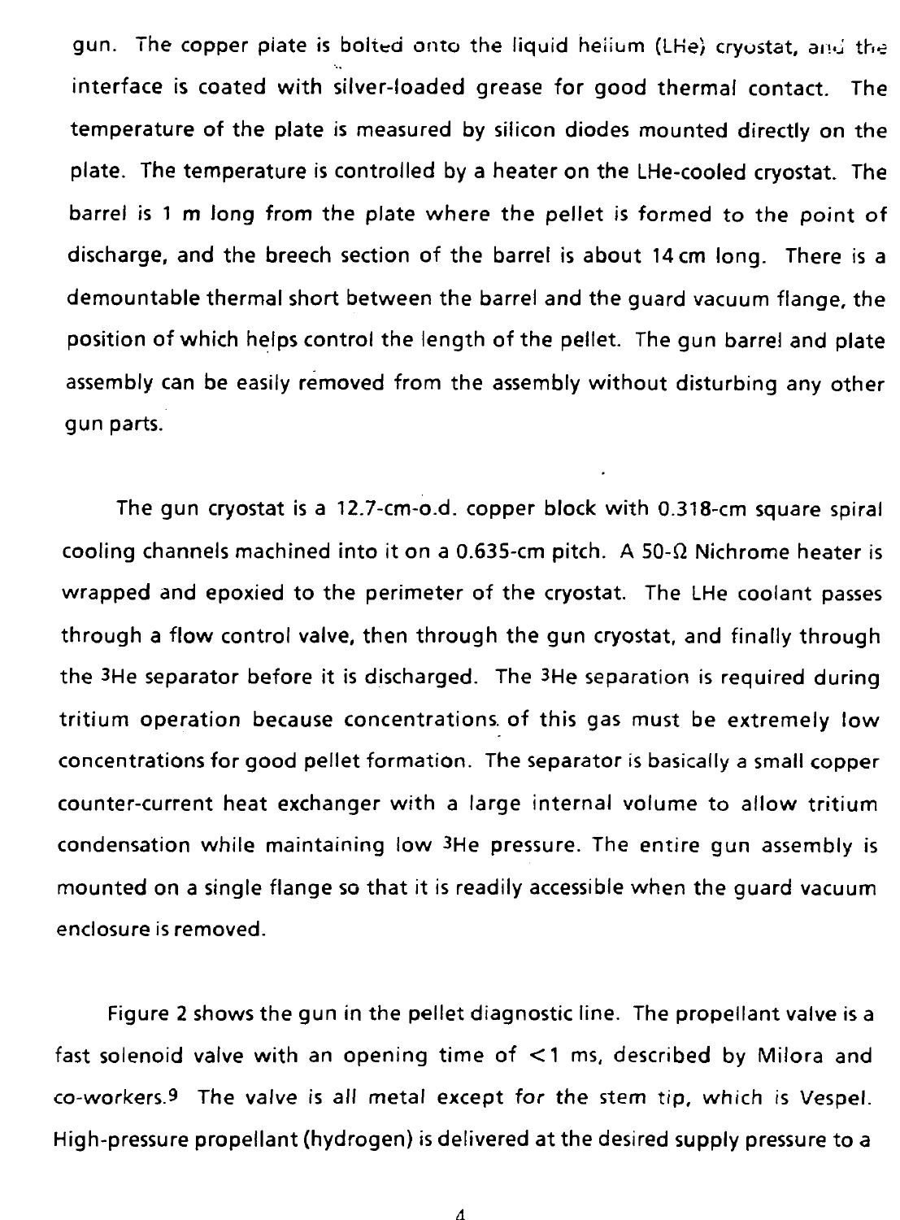gun. The copper plate is bolted onto the liquid helium (LHe) cryostat, and the interface is coated with silver-loaded grease for good thermal contact. The temperature of the plate is measured by silicon diodes mounted directly on the plate. The temperature is controlled by a heater on the LHe-cooled cryostat. The barrel is 1 m long from the plate where the pellet is formed to the point of discharge, and the breech section of the barrel is about 14 cm long. There is a demountable thermal short between the barrel and the guard vacuum flange, the position of which helps control the length of the pellet. The gun barrel and plate assembly can be easily removed from the assembly without disturbing any other gun parts.

The gun cryostat is a 12.7-cm-o.d. copper block with 0.318-cm square spiral cooling channels machined into it on a 0.635-cm pitch. A 50-Ω Nichrome heater is wrapped and epoxied to the perimeter of the cryostat. The LHe coolant passes through a flow control valve, then through the gun cryostat, and finally through the $^3$He separator before it is discharged. The $^3$He separation is required during tritium operation because concentrations of this gas must be extremely low concentrations for good pellet formation. The separator is basically a small copper counter-current heat exchanger with a large internal volume to allow tritium condensation while maintaining low $^3$He pressure. The entire gun assembly is mounted on a single flange so that it is readily accessible when the guard vacuum enclosure is removed.

Figure 2 shows the gun in the pellet diagnostic line. The propellant valve is a fast solenoid valve with an opening time of $<1$ ms, described by Milora and co-workers.[9] The valve is all metal except for the stem tip, which is Vespel. High-pressure propellant (hydrogen) is delivered at the desired supply pressure to a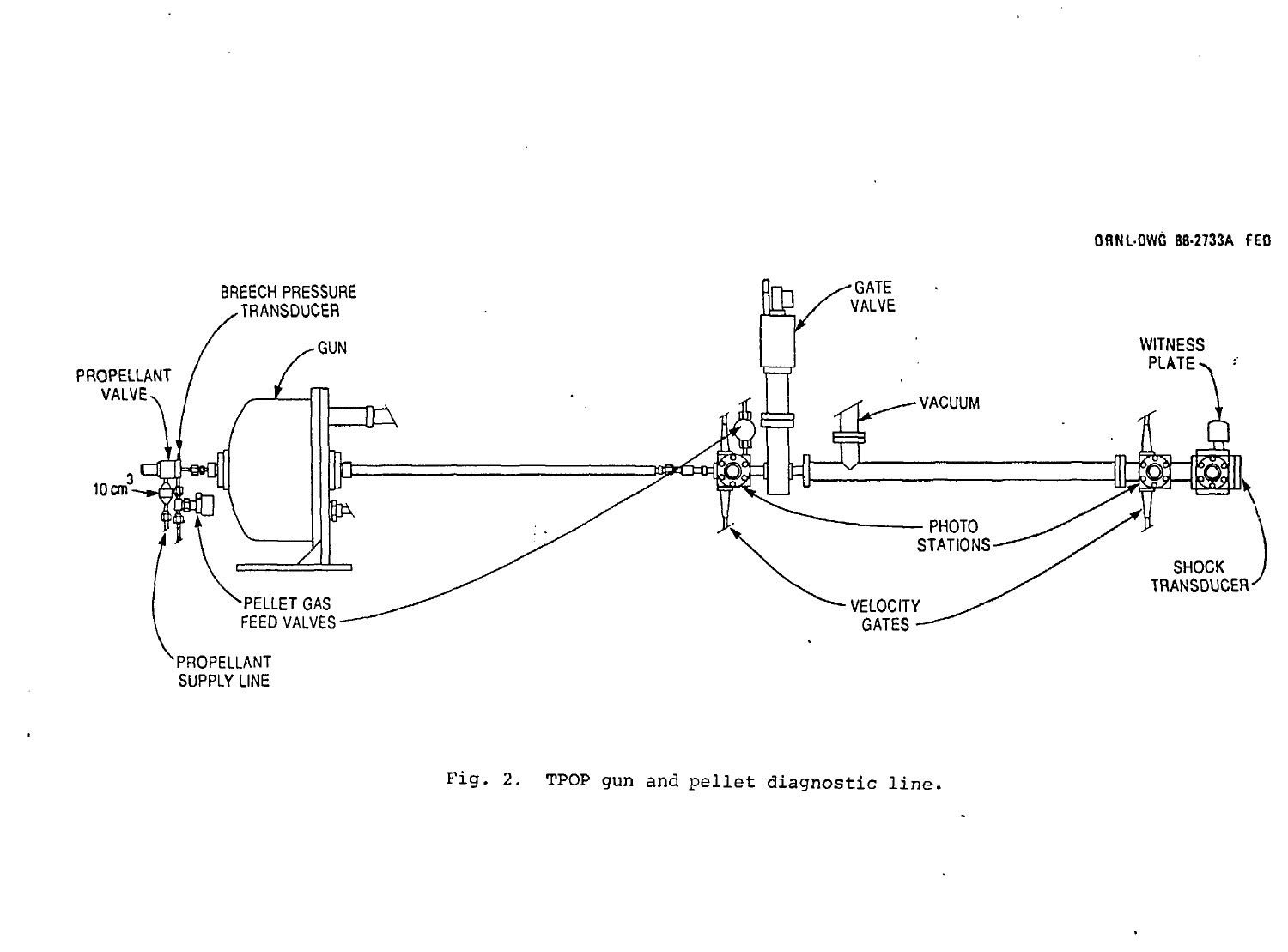ORNL-DWG 88-2733A FED

Fig. 2. TPOP gun and pellet diagnostic line.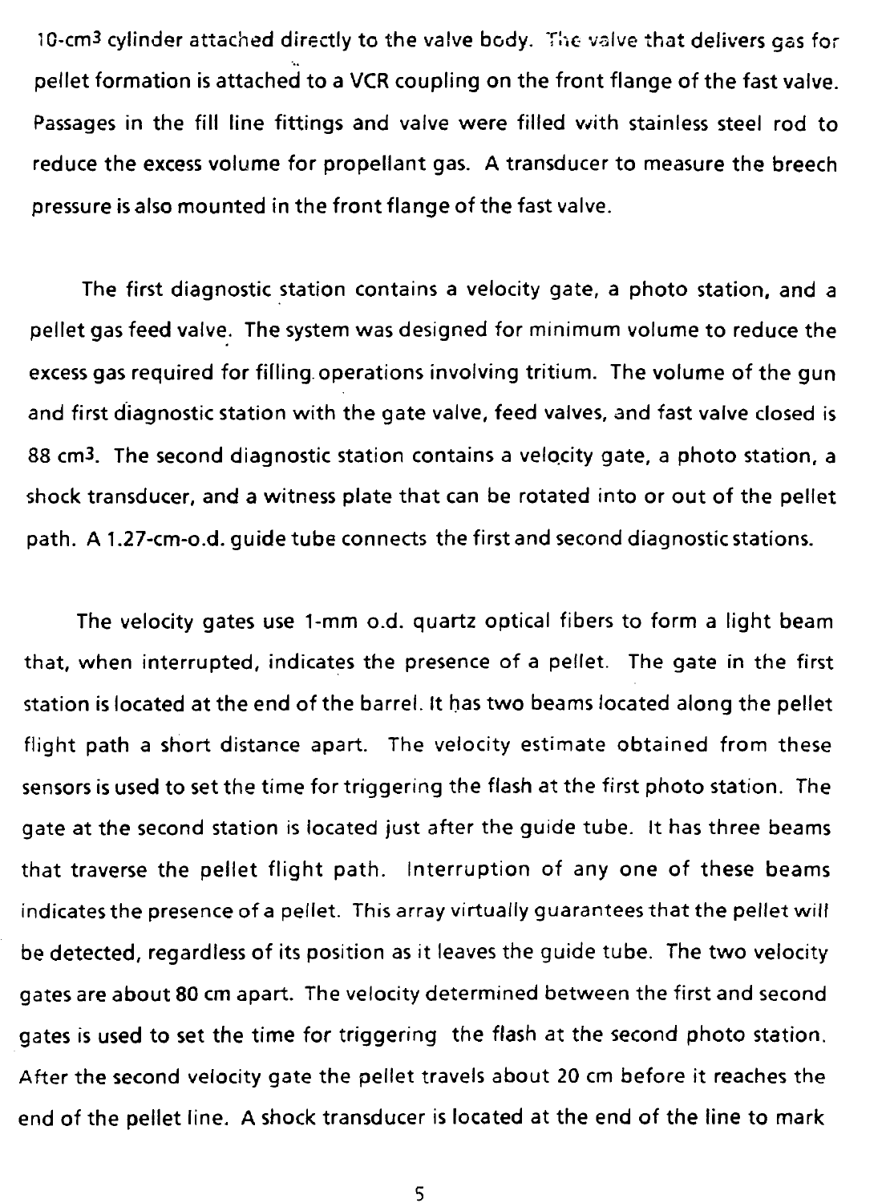10-$cm^3$ cylinder attached directly to the valve body. The valve that delivers gas for pellet formation is attached to a VCR coupling on the front flange of the fast valve. Passages in the fill line fittings and valve were filled with stainless steel rod to reduce the excess volume for propellant gas. A transducer to measure the breech pressure is also mounted in the front flange of the fast valve.

The first diagnostic station contains a velocity gate, a photo station, and a pellet gas feed valve. The system was designed for minimum volume to reduce the excess gas required for filling operations involving tritium. The volume of the gun and first diagnostic station with the gate valve, feed valves, and fast valve closed is 88 $cm^3$. The second diagnostic station contains a velocity gate, a photo station, a shock transducer, and a witness plate that can be rotated into or out of the pellet path. A 1.27-cm-o.d. guide tube connects the first and second diagnostic stations.

The velocity gates use 1-mm o.d. quartz optical fibers to form a light beam that, when interrupted, indicates the presence of a pellet. The gate in the first station is located at the end of the barrel. It has two beams located along the pellet flight path a short distance apart. The velocity estimate obtained from these sensors is used to set the time for triggering the flash at the first photo station. The gate at the second station is located just after the guide tube. It has three beams that traverse the pellet flight path. Interruption of any one of these beams indicates the presence of a pellet. This array virtually guarantees that the pellet will be detected, regardless of its position as it leaves the guide tube. The two velocity gates are about 80 cm apart. The velocity determined between the first and second gates is used to set the time for triggering the flash at the second photo station. After the second velocity gate the pellet travels about 20 cm before it reaches the end of the pellet line. A shock transducer is located at the end of the line to mark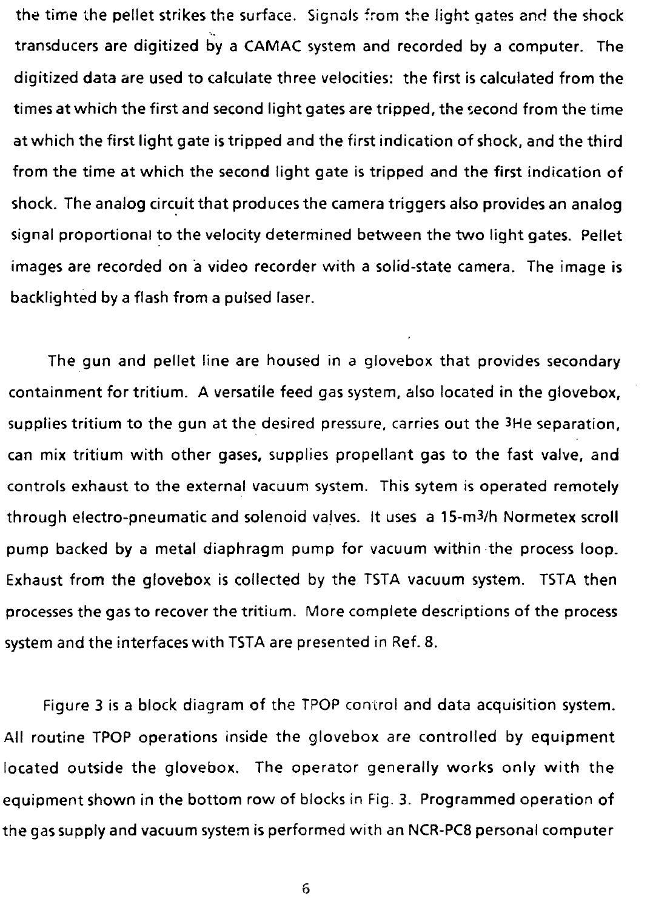the time the pellet strikes the surface. Signals from the light gates and the shock transducers are digitized by a CAMAC system and recorded by a computer. The digitized data are used to calculate three velocities: the first is calculated from the times at which the first and second light gates are tripped, the second from the time at which the first light gate is tripped and the first indication of shock, and the third from the time at which the second light gate is tripped and the first indication of shock. The analog circuit that produces the camera triggers also provides an analog signal proportional to the velocity determined between the two light gates. Pellet images are recorded on a video recorder with a solid-state camera. The image is backlighted by a flash from a pulsed laser.

The gun and pellet line are housed in a glovebox that provides secondary containment for tritium. A versatile feed gas system, also located in the glovebox, supplies tritium to the gun at the desired pressure, carries out the $^3$He separation, can mix tritium with other gases, supplies propellant gas to the fast valve, and controls exhaust to the external vacuum system. This sytem is operated remotely through electro-pneumatic and solenoid valves. It uses a 15-m$^3$/h Normetex scroll pump backed by a metal diaphragm pump for vacuum within the process loop. Exhaust from the glovebox is collected by the TSTA vacuum system. TSTA then processes the gas to recover the tritium. More complete descriptions of the process system and the interfaces with TSTA are presented in Ref. 8.

Figure 3 is a block diagram of the TPOP control and data acquisition system. All routine TPOP operations inside the glovebox are controlled by equipment located outside the glovebox. The operator generally works only with the equipment shown in the bottom row of blocks in Fig. 3. Programmed operation of the gas supply and vacuum system is performed with an NCR-PC8 personal computer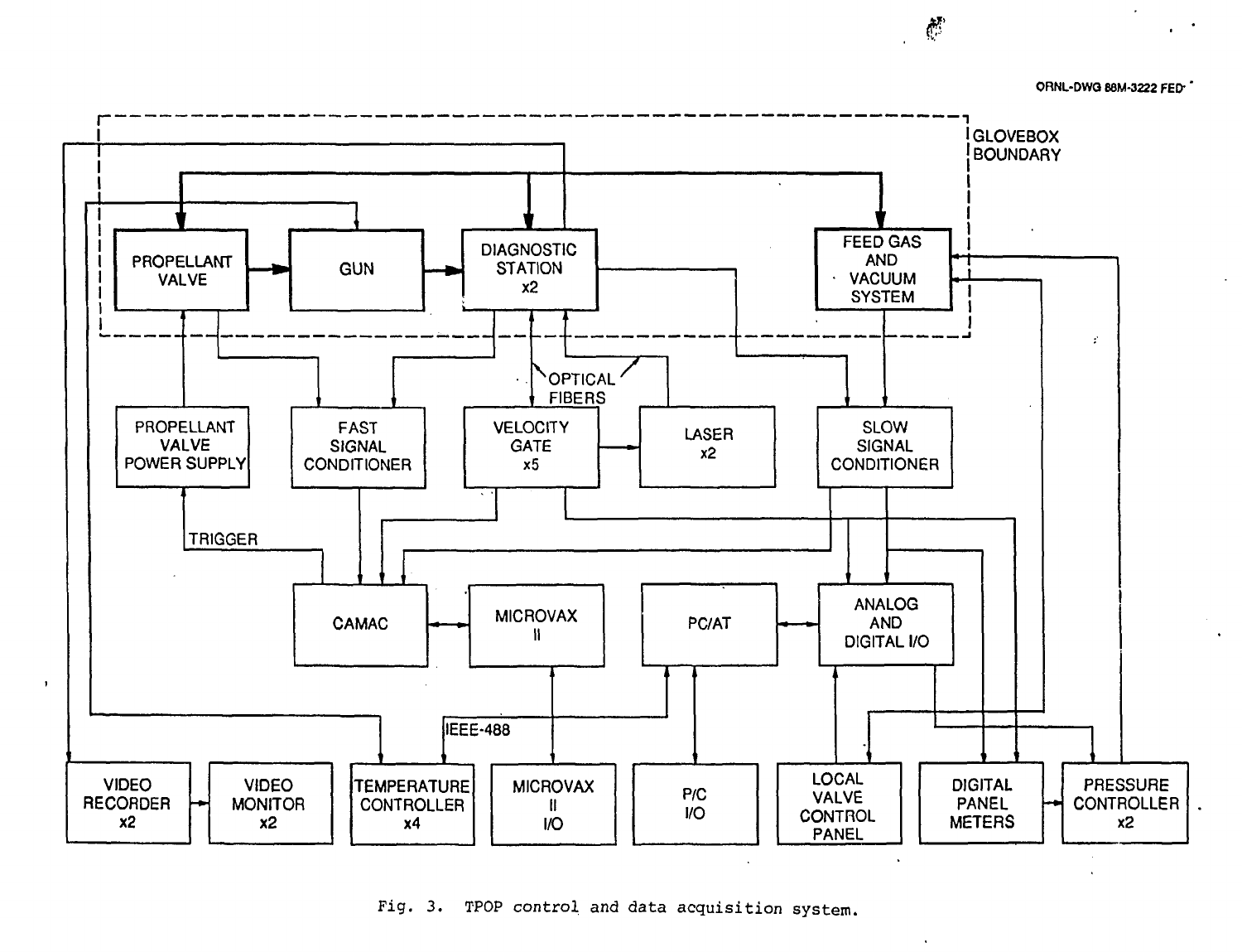Fig. 3. TPOP control and data acquisition system.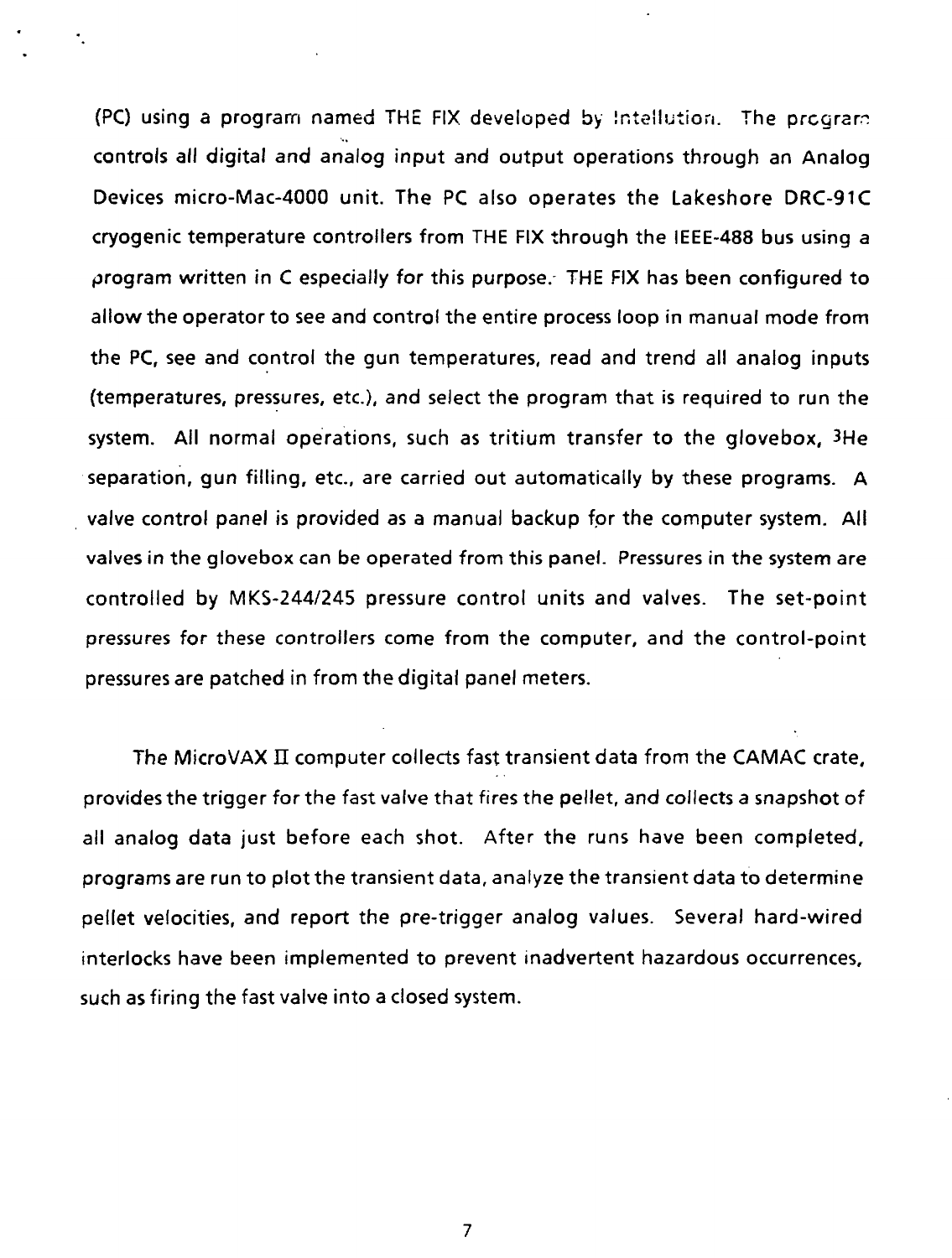(PC) using a program named THE FIX developed by Intellution. The program controls all digital and analog input and output operations through an Analog Devices micro-Mac-4000 unit. The PC also operates the Lakeshore DRC-91C cryogenic temperature controllers from THE FIX through the IEEE-488 bus using a program written in C especially for this purpose. THE FIX has been configured to allow the operator to see and control the entire process loop in manual mode from the PC, see and control the gun temperatures, read and trend all analog inputs (temperatures, pressures, etc.), and select the program that is required to run the system. All normal operations, such as tritium transfer to the glovebox, $^3$He separation, gun filling, etc., are carried out automatically by these programs. A valve control panel is provided as a manual backup for the computer system. All valves in the glovebox can be operated from this panel. Pressures in the system are controlled by MKS-244/245 pressure control units and valves. The set-point pressures for these controllers come from the computer, and the control-point pressures are patched in from the digital panel meters.

The MicroVAX II computer collects fast transient data from the CAMAC crate, provides the trigger for the fast valve that fires the pellet, and collects a snapshot of all analog data just before each shot. After the runs have been completed, programs are run to plot the transient data, analyze the transient data to determine pellet velocities, and report the pre-trigger analog values. Several hard-wired interlocks have been implemented to prevent inadvertent hazardous occurrences, such as firing the fast valve into a closed system.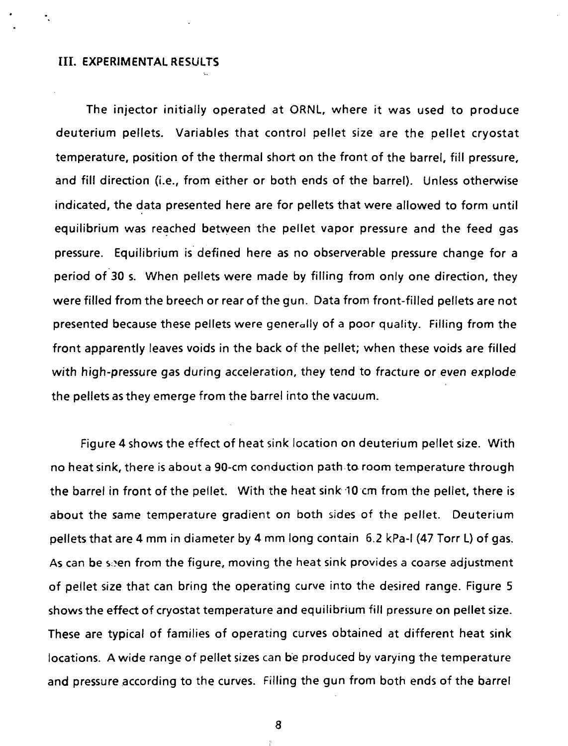## III. EXPERIMENTAL RESULTS

The injector initially operated at ORNL, where it was used to produce deuterium pellets. Variables that control pellet size are the pellet cryostat temperature, position of the thermal short on the front of the barrel, fill pressure, and fill direction (i.e., from either or both ends of the barrel). Unless otherwise indicated, the data presented here are for pellets that were allowed to form until equilibrium was reached between the pellet vapor pressure and the feed gas pressure. Equilibrium is defined here as no observerable pressure change for a period of 30 s. When pellets were made by filling from only one direction, they were filled from the breech or rear of the gun. Data from front-filled pellets are not presented because these pellets were generally of a poor quality. Filling from the front apparently leaves voids in the back of the pellet; when these voids are filled with high-pressure gas during acceleration, they tend to fracture or even explode the pellets as they emerge from the barrel into the vacuum.

Figure 4 shows the effect of heat sink location on deuterium pellet size. With no heat sink, there is about a 90-cm conduction path to room temperature through the barrel in front of the pellet. With the heat sink 10 cm from the pellet, there is about the same temperature gradient on both sides of the pellet. Deuterium pellets that are 4 mm in diameter by 4 mm long contain 6.2 kPa-l (47 Torr L) of gas. As can be seen from the figure, moving the heat sink provides a coarse adjustment of pellet size that can bring the operating curve into the desired range. Figure 5 shows the effect of cryostat temperature and equilibrium fill pressure on pellet size. These are typical of families of operating curves obtained at different heat sink locations. A wide range of pellet sizes can be produced by varying the temperature and pressure according to the curves. Filling the gun from both ends of the barrel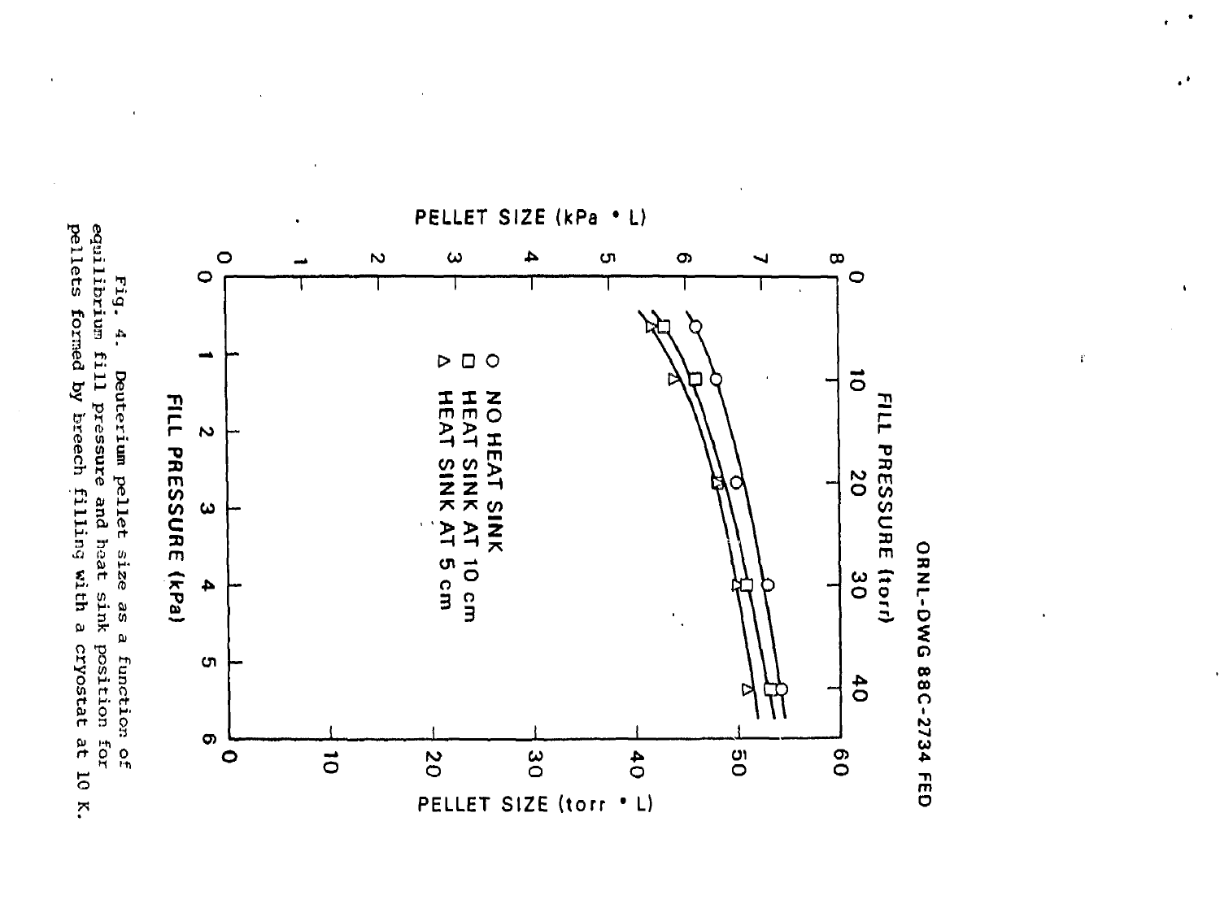Fig. 4. Deuterium pellet size as a function of equilibrium fill pressure and heat sink position for pellets formed by breech filling with a cryostat at 10 K.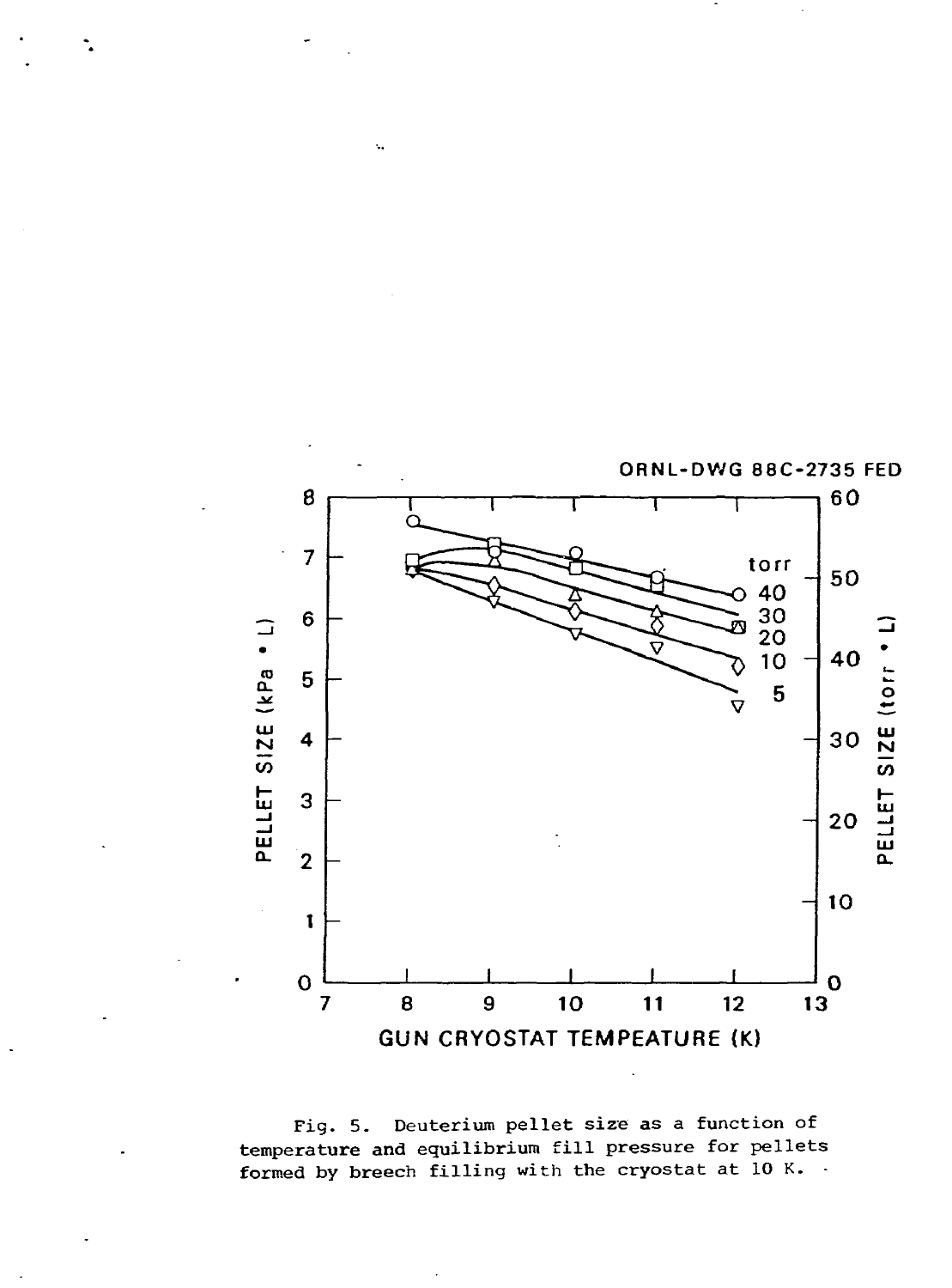ORNL-DWG 88C-2735 FED

Fig. 5. Deuterium pellet size as a function of temperature and equilibrium fill pressure for pellets formed by breech filling with the cryostat at 10 K.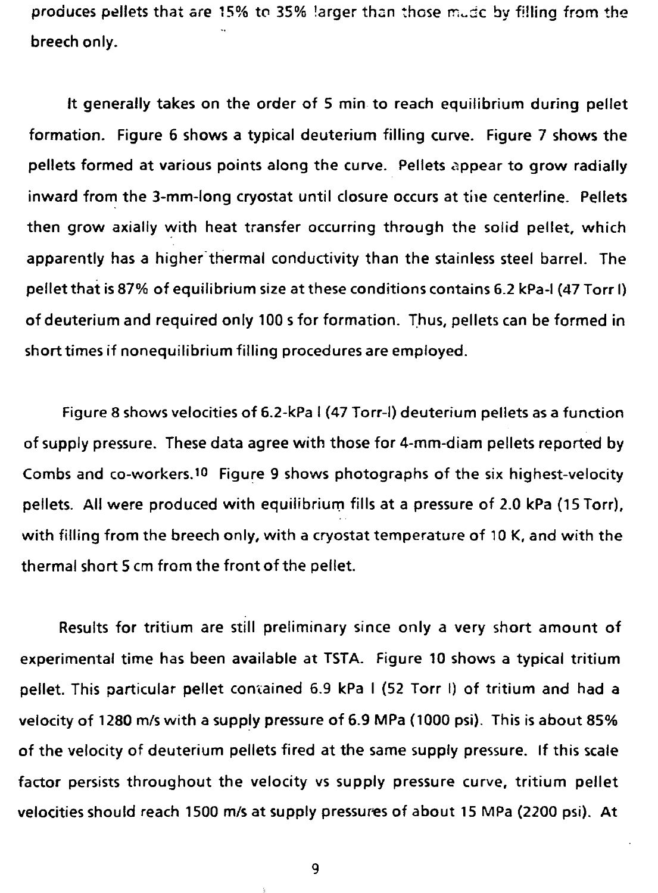produces pellets that are 15% to 35% larger than those made by filling from the breech only.

It generally takes on the order of 5 min to reach equilibrium during pellet formation. Figure 6 shows a typical deuterium filling curve. Figure 7 shows the pellets formed at various points along the curve. Pellets appear to grow radially inward from the 3-mm-long cryostat until closure occurs at the centerline. Pellets then grow axially with heat transfer occurring through the solid pellet, which apparently has a higher thermal conductivity than the stainless steel barrel. The pellet that is 87% of equilibrium size at these conditions contains 6.2 kPa-l (47 Torr l) of deuterium and required only 100 s for formation. Thus, pellets can be formed in short times if nonequilibrium filling procedures are employed.

Figure 8 shows velocities of 6.2-kPa l (47 Torr-l) deuterium pellets as a function of supply pressure. These data agree with those for 4-mm-diam pellets reported by Combs and co-workers.[10] Figure 9 shows photographs of the six highest-velocity pellets. All were produced with equilibrium fills at a pressure of 2.0 kPa (15 Torr), with filling from the breech only, with a cryostat temperature of 10 K, and with the thermal short 5 cm from the front of the pellet.

Results for tritium are still preliminary since only a very short amount of experimental time has been available at TSTA. Figure 10 shows a typical tritium pellet. This particular pellet contained 6.9 kPa l (52 Torr l) of tritium and had a velocity of 1280 m/s with a supply pressure of 6.9 MPa (1000 psi). This is about 85% of the velocity of deuterium pellets fired at the same supply pressure. If this scale factor persists throughout the velocity vs supply pressure curve, tritium pellet velocities should reach 1500 m/s at supply pressures of about 15 MPa (2200 psi). At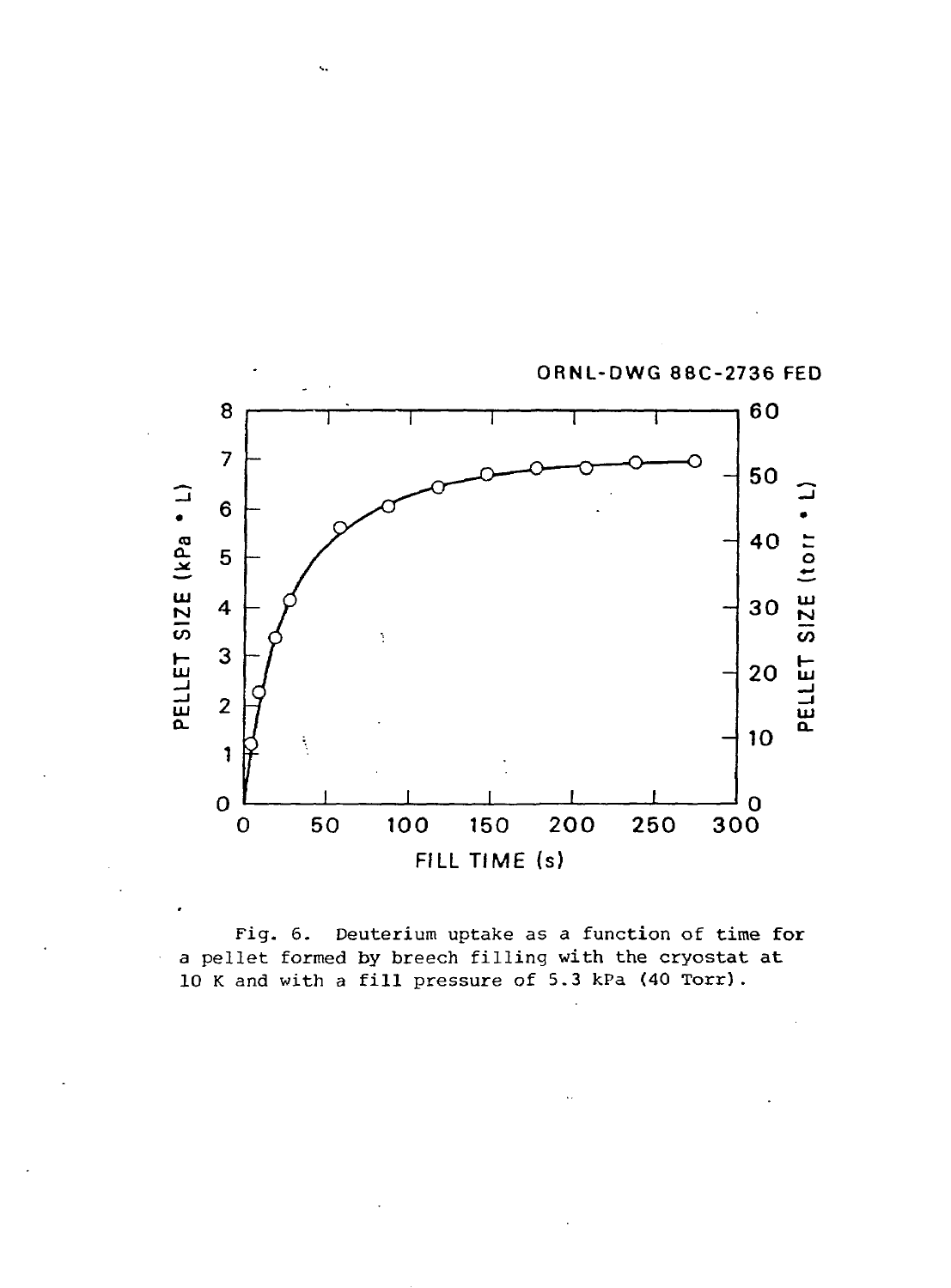ORNL-DWG 88C-2736 FED

Fig. 6. Deuterium uptake as a function of time for a pellet formed by breech filling with the cryostat at 10 K and with a fill pressure of 5.3 kPa (40 Torr).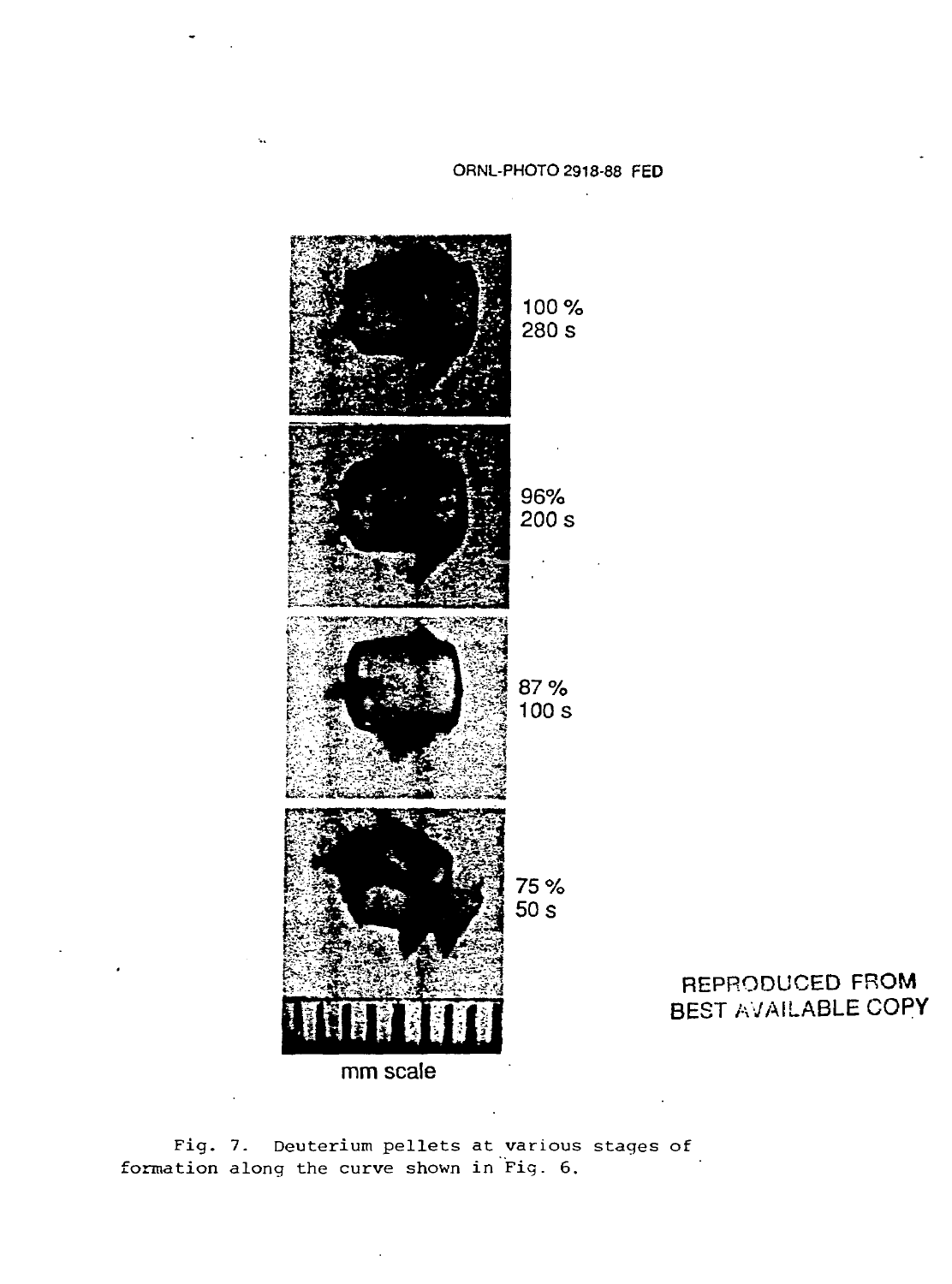ORNL-PHOTO 2918-88 FED

100 %
280 s

96%
200 s

87 %
100 s

75 %
50 s

mm scale

REPRODUCED FROM
BEST AVAILABLE COPY

Fig. 7. Deuterium pellets at various stages of formation along the curve shown in Fig. 6.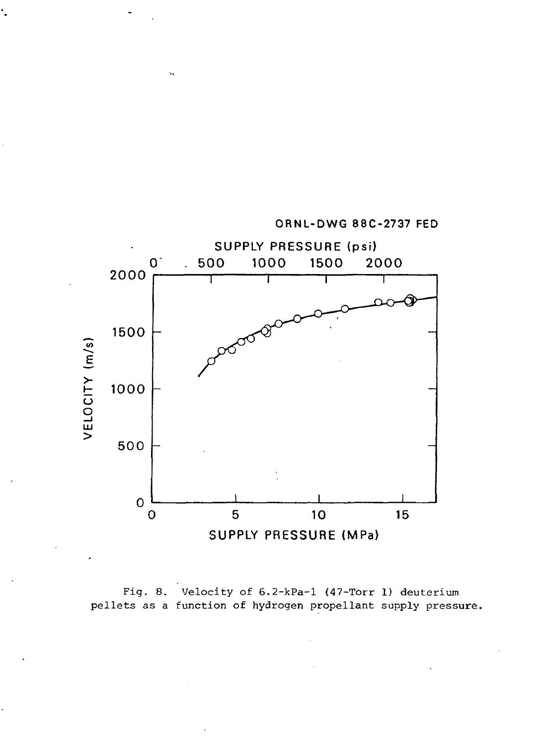Fig. 8. Velocity of 6.2-kPa-l (47-Torr l) deuterium pellets as a function of hydrogen propellant supply pressure.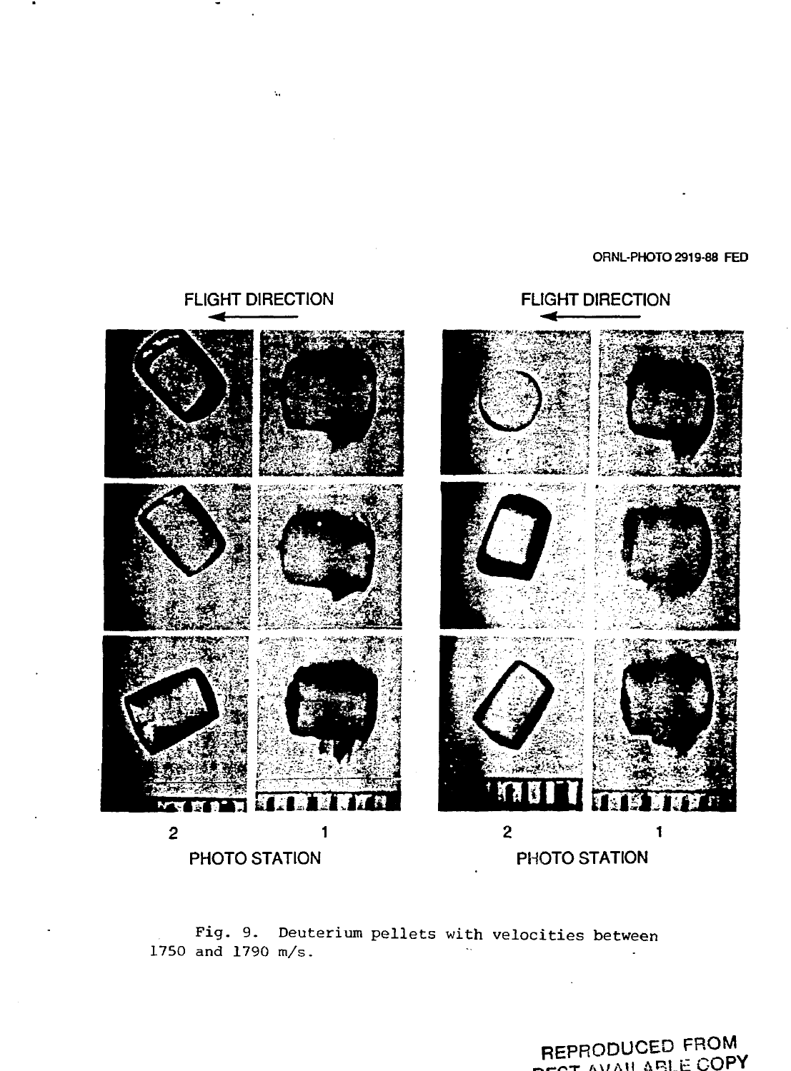ORNL-PHOTO 2919-88 FED

FLIGHT DIRECTION

FLIGHT DIRECTION

2 1

PHOTO STATION

2 1

PHOTO STATION

Fig. 9. Deuterium pellets with velocities between 1750 and 1790 m/s.

REPRODUCED FROM BEST AVAILABLE COPY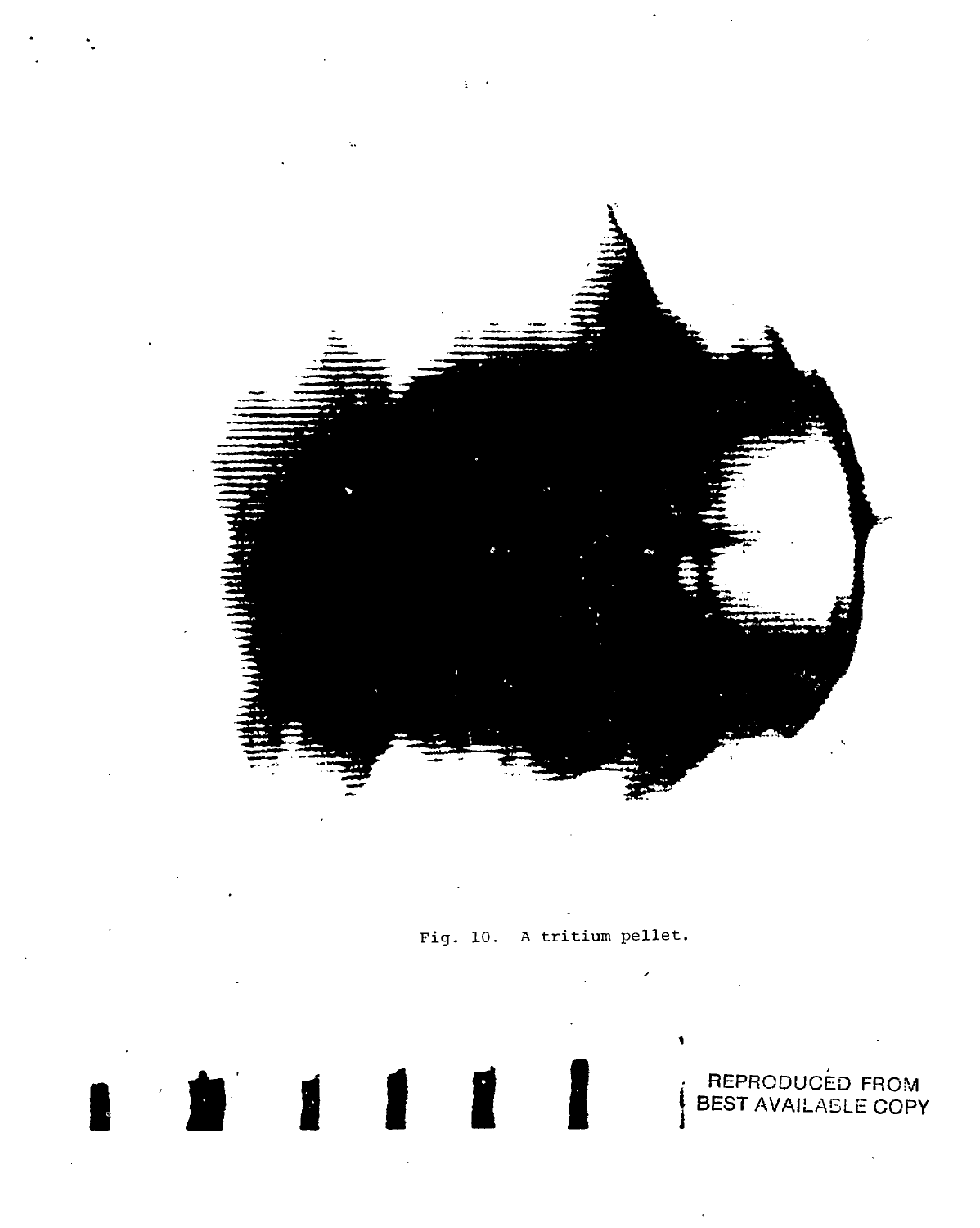Fig. 10. A tritium pellet.

REPRODUCED FROM BEST AVAILABLE COPY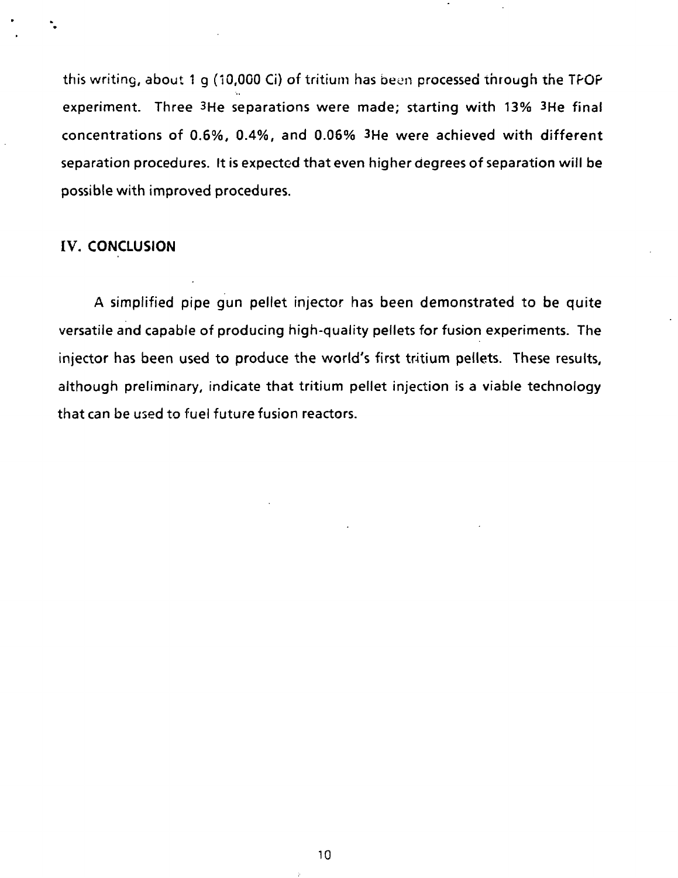this writing, about 1 g (10,000 Ci) of tritium has been processed through the TPOP experiment. Three $^3$He separations were made; starting with 13% $^3$He final concentrations of 0.6%, 0.4%, and 0.06% $^3$He were achieved with different separation procedures. It is expected that even higher degrees of separation will be possible with improved procedures.

## IV. CONCLUSION

A simplified pipe gun pellet injector has been demonstrated to be quite versatile and capable of producing high-quality pellets for fusion experiments. The injector has been used to produce the world's first tritium pellets. These results, although preliminary, indicate that tritium pellet injection is a viable technology that can be used to fuel future fusion reactors.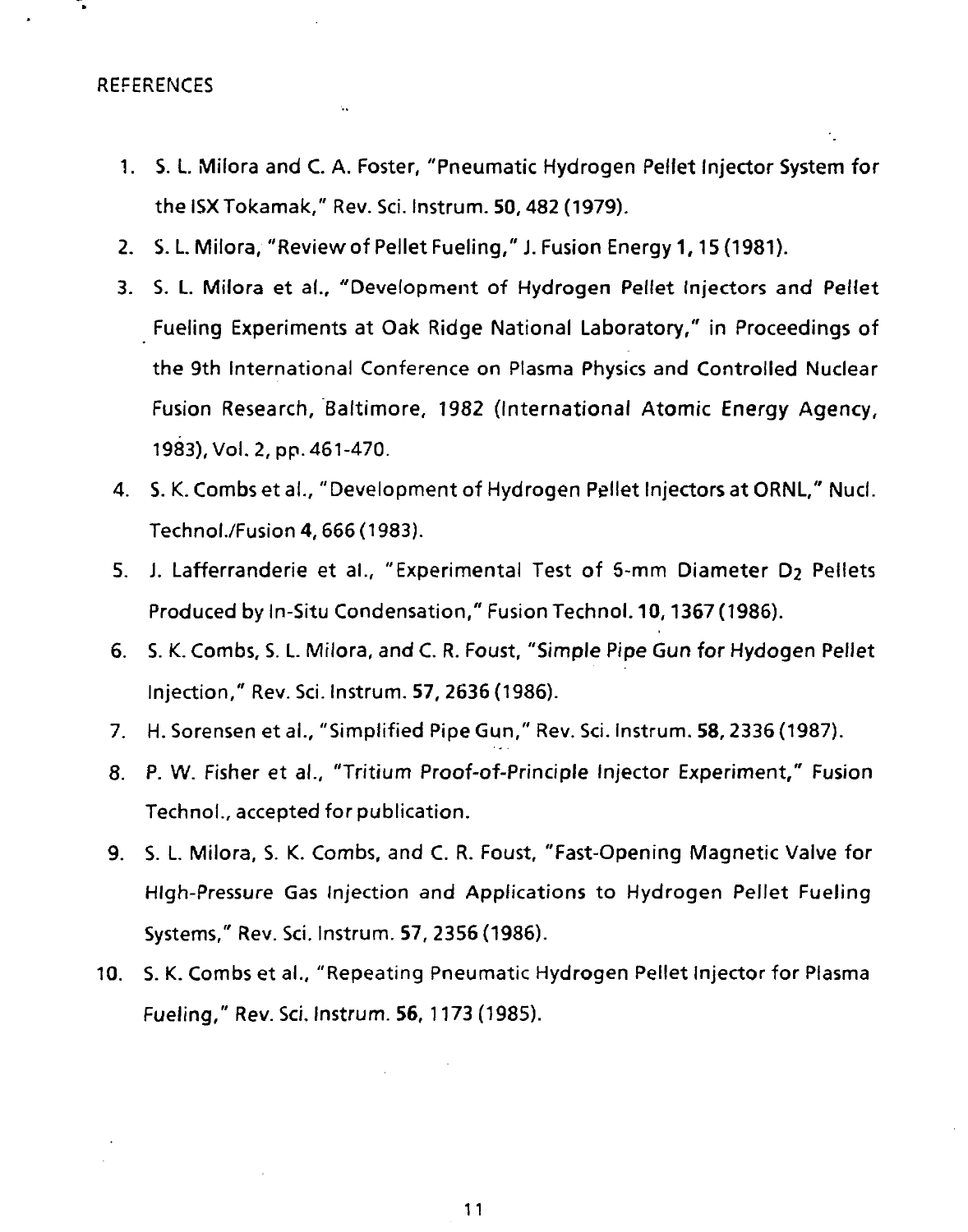## REFERENCES

1. S. L. Milora and C. A. Foster, "Pneumatic Hydrogen Pellet Injector System for the ISX Tokamak," Rev. Sci. Instrum. **50**, 482 (1979).
2. S. L. Milora, "Review of Pellet Fueling," J. Fusion Energy **1**, 15 (1981).
3. S. L. Milora et al., "Development of Hydrogen Pellet Injectors and Pellet Fueling Experiments at Oak Ridge National Laboratory," in Proceedings of the 9th International Conference on Plasma Physics and Controlled Nuclear Fusion Research, Baltimore, 1982 (International Atomic Energy Agency, 1983), Vol. 2, pp. 461-470.
4. S. K. Combs et al., "Development of Hydrogen Pellet Injectors at ORNL," Nucl. Technol./Fusion **4**, 666 (1983).
5. J. Lafferranderie et al., "Experimental Test of 6-mm Diameter $D_2$ Pellets Produced by In-Situ Condensation," Fusion Technol. **10**, 1367 (1986).
6. S. K. Combs, S. L. Milora, and C. R. Foust, "Simple Pipe Gun for Hydrogen Pellet Injection," Rev. Sci. Instrum. **57**, 2636 (1986).
7. H. Sorensen et al., "Simplified Pipe Gun," Rev. Sci. Instrum. **58**, 2336 (1987).
8. P. W. Fisher et al., "Tritium Proof-of-Principle Injector Experiment," Fusion Technol., accepted for publication.
9. S. L. Milora, S. K. Combs, and C. R. Foust, "Fast-Opening Magnetic Valve for High-Pressure Gas Injection and Applications to Hydrogen Pellet Fueling Systems," Rev. Sci. Instrum. **57**, 2356 (1986).
10. S. K. Combs et al., "Repeating Pneumatic Hydrogen Pellet Injector for Plasma Fueling," Rev. Sci. Instrum. **56**, 1173 (1985).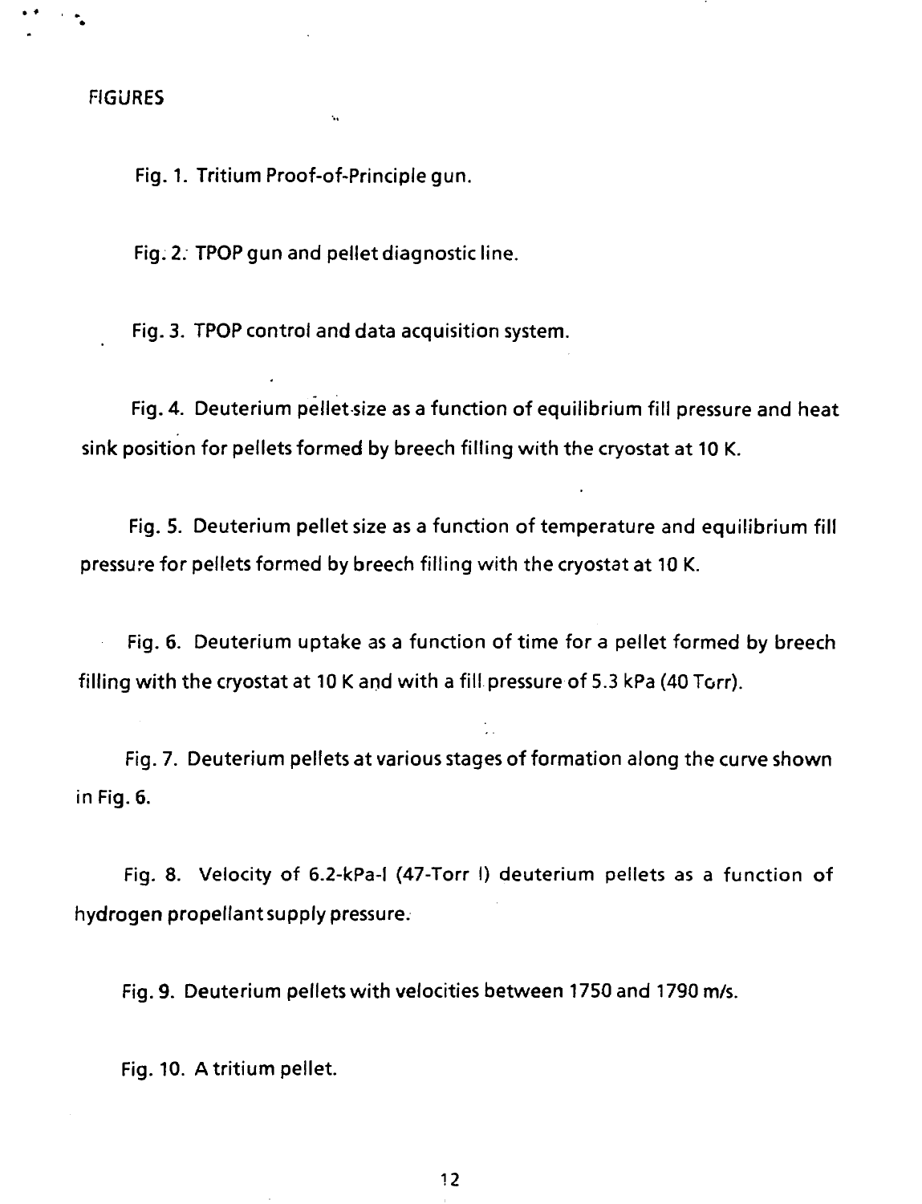FIGURES

Fig. 1. Tritium Proof-of-Principle gun.

Fig. 2. TPOP gun and pellet diagnostic line.

Fig. 3. TPOP control and data acquisition system.

Fig. 4. Deuterium pellet size as a function of equilibrium fill pressure and heat sink position for pellets formed by breech filling with the cryostat at 10 K.

Fig. 5. Deuterium pellet size as a function of temperature and equilibrium fill pressure for pellets formed by breech filling with the cryostat at 10 K.

Fig. 6. Deuterium uptake as a function of time for a pellet formed by breech filling with the cryostat at 10 K and with a fill pressure of 5.3 kPa (40 Torr).

Fig. 7. Deuterium pellets at various stages of formation along the curve shown in Fig. 6.

Fig. 8. Velocity of 6.2-kPa-l (47-Torr l) deuterium pellets as a function of hydrogen propellant supply pressure.

Fig. 9. Deuterium pellets with velocities between 1750 and 1790 m/s.

Fig. 10. A tritium pellet.